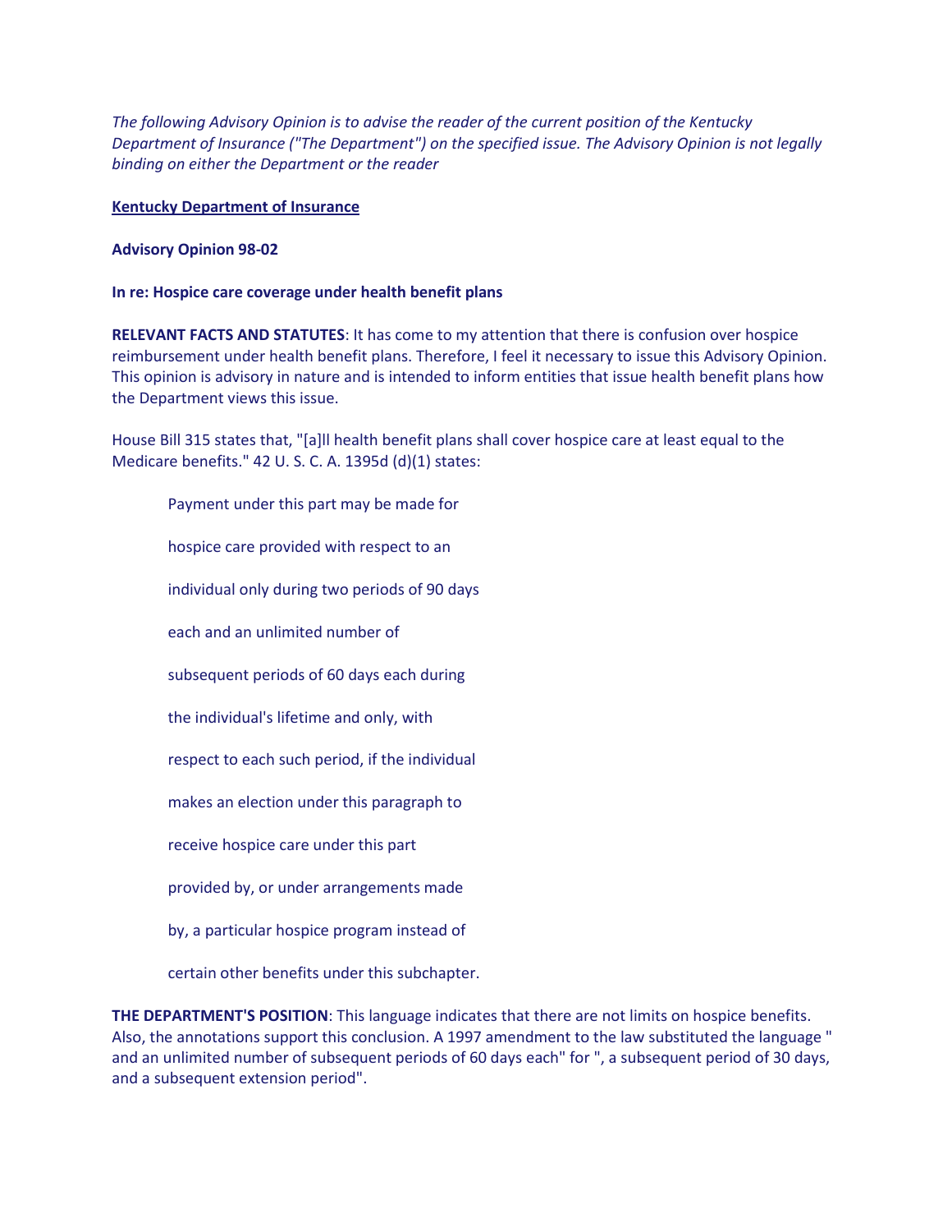*The following Advisory Opinion is to advise the reader of the current position of the Kentucky Department of Insurance ("The Department") on the specified issue. The Advisory Opinion is not legally binding on either the Department or the reader*

**Kentucky Department of Insurance**

**Advisory Opinion 98-02**

**In re: Hospice care coverage under health benefit plans**

**RELEVANT FACTS AND STATUTES**: It has come to my attention that there is confusion over hospice reimbursement under health benefit plans. Therefore, I feel it necessary to issue this Advisory Opinion. This opinion is advisory in nature and is intended to inform entities that issue health benefit plans how the Department views this issue.

House Bill 315 states that, "[a]ll health benefit plans shall cover hospice care at least equal to the Medicare benefits." 42 U. S. C. A. 1395d (d)(1) states:

> Payment under this part may be made for
>
> hospice care provided with respect to an
>
> individual only during two periods of 90 days
>
> each and an unlimited number of
>
> subsequent periods of 60 days each during
>
> the individual's lifetime and only, with
>
> respect to each such period, if the individual
>
> makes an election under this paragraph to
>
> receive hospice care under this part
>
> provided by, or under arrangements made
>
> by, a particular hospice program instead of
>
> certain other benefits under this subchapter.

**THE DEPARTMENT'S POSITION**: This language indicates that there are not limits on hospice benefits. Also, the annotations support this conclusion. A 1997 amendment to the law substituted the language " and an unlimited number of subsequent periods of 60 days each" for ", a subsequent period of 30 days, and a subsequent extension period".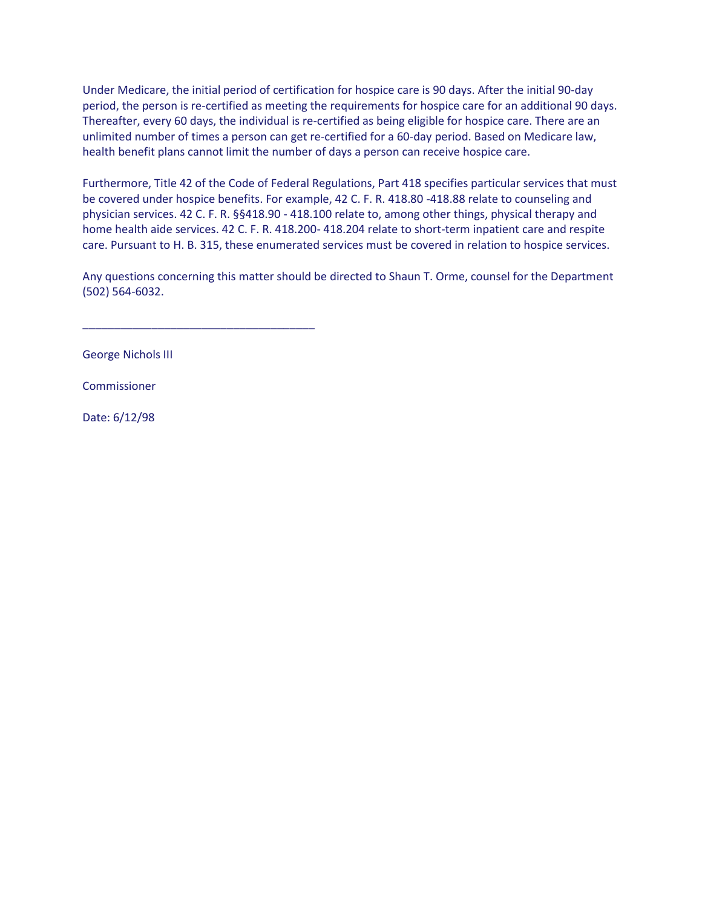Under Medicare, the initial period of certification for hospice care is 90 days. After the initial 90-day period, the person is re-certified as meeting the requirements for hospice care for an additional 90 days. Thereafter, every 60 days, the individual is re-certified as being eligible for hospice care. There are an unlimited number of times a person can get re-certified for a 60-day period. Based on Medicare law, health benefit plans cannot limit the number of days a person can receive hospice care.

Furthermore, Title 42 of the Code of Federal Regulations, Part 418 specifies particular services that must be covered under hospice benefits. For example, 42 C. F. R. 418.80 -418.88 relate to counseling and physician services. 42 C. F. R. §§418.90 - 418.100 relate to, among other things, physical therapy and home health aide services. 42 C. F. R. 418.200- 418.204 relate to short-term inpatient care and respite care. Pursuant to H. B. 315, these enumerated services must be covered in relation to hospice services.

Any questions concerning this matter should be directed to Shaun T. Orme, counsel for the Department (502) 564-6032.

\_\_\_\_\_\_\_\_\_\_\_\_\_\_\_\_\_\_\_\_\_\_\_\_\_\_\_\_\_\_\_\_\_\_\_\_

George Nichols III

Commissioner

Date: 6/12/98